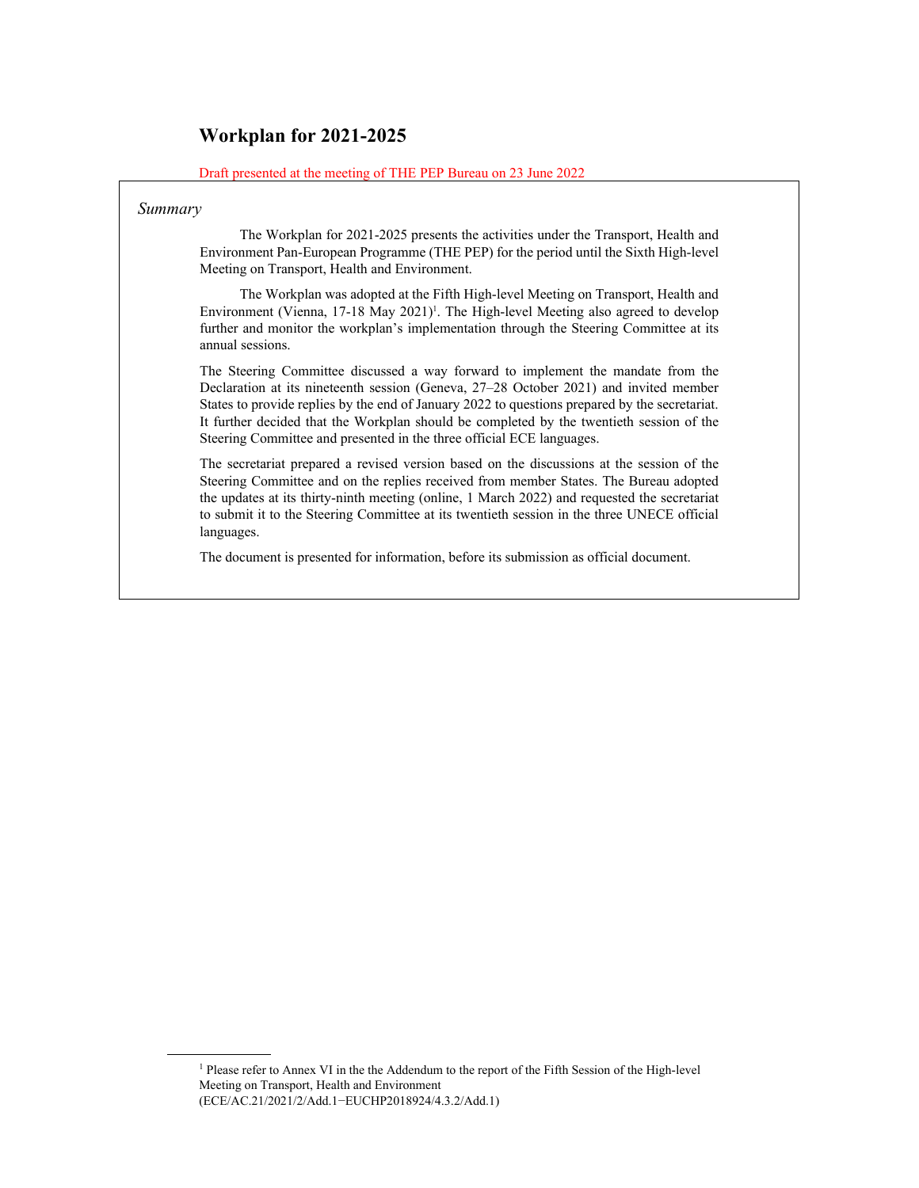# Workplan for 2021-2025

Draft presented at the meeting of THE PEP Bureau on 23 June 2022

*Summary*

The Workplan for 2021-2025 presents the activities under the Transport, Health and Environment Pan-European Programme (THE PEP) for the period until the Sixth High-level Meeting on Transport, Health and Environment.

The Workplan was adopted at the Fifth High-level Meeting on Transport, Health and Environment (Vienna, 17-18 May 2021)[1]. The High-level Meeting also agreed to develop further and monitor the workplan's implementation through the Steering Committee at its annual sessions.

The Steering Committee discussed a way forward to implement the mandate from the Declaration at its nineteenth session (Geneva, 27–28 October 2021) and invited member States to provide replies by the end of January 2022 to questions prepared by the secretariat. It further decided that the Workplan should be completed by the twentieth session of the Steering Committee and presented in the three official ECE languages.

The secretariat prepared a revised version based on the discussions at the session of the Steering Committee and on the replies received from member States. The Bureau adopted the updates at its thirty-ninth meeting (online, 1 March 2022) and requested the secretariat to submit it to the Steering Committee at its twentieth session in the three UNECE official languages.

The document is presented for information, before its submission as official document.

[1] Please refer to Annex VI in the the Addendum to the report of the Fifth Session of the High-level Meeting on Transport, Health and Environment (ECE/AC.21/2021/2/Add.1−EUCHP2018924/4.3.2/Add.1)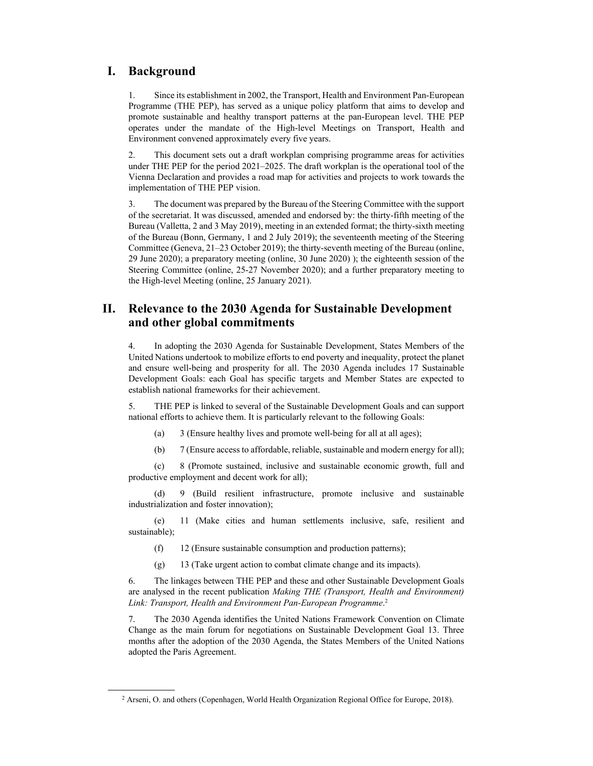# I. Background

1. Since its establishment in 2002, the Transport, Health and Environment Pan-European Programme (THE PEP), has served as a unique policy platform that aims to develop and promote sustainable and healthy transport patterns at the pan-European level. THE PEP operates under the mandate of the High-level Meetings on Transport, Health and Environment convened approximately every five years.

2. This document sets out a draft workplan comprising programme areas for activities under THE PEP for the period 2021–2025. The draft workplan is the operational tool of the Vienna Declaration and provides a road map for activities and projects to work towards the implementation of THE PEP vision.

3. The document was prepared by the Bureau of the Steering Committee with the support of the secretariat. It was discussed, amended and endorsed by: the thirty-fifth meeting of the Bureau (Valletta, 2 and 3 May 2019), meeting in an extended format; the thirty-sixth meeting of the Bureau (Bonn, Germany, 1 and 2 July 2019); the seventeenth meeting of the Steering Committee (Geneva, 21–23 October 2019); the thirty-seventh meeting of the Bureau (online, 29 June 2020); a preparatory meeting (online, 30 June 2020) ); the eighteenth session of the Steering Committee (online, 25-27 November 2020); and a further preparatory meeting to the High-level Meeting (online, 25 January 2021).

# II. Relevance to the 2030 Agenda for Sustainable Development and other global commitments

4. In adopting the 2030 Agenda for Sustainable Development, States Members of the United Nations undertook to mobilize efforts to end poverty and inequality, protect the planet and ensure well-being and prosperity for all. The 2030 Agenda includes 17 Sustainable Development Goals: each Goal has specific targets and Member States are expected to establish national frameworks for their achievement.

5. THE PEP is linked to several of the Sustainable Development Goals and can support national efforts to achieve them. It is particularly relevant to the following Goals:

(a) 3 (Ensure healthy lives and promote well-being for all at all ages);

(b) 7 (Ensure access to affordable, reliable, sustainable and modern energy for all);

(c) 8 (Promote sustained, inclusive and sustainable economic growth, full and productive employment and decent work for all);

(d) 9 (Build resilient infrastructure, promote inclusive and sustainable industrialization and foster innovation);

(e) 11 (Make cities and human settlements inclusive, safe, resilient and sustainable);

(f) 12 (Ensure sustainable consumption and production patterns);

(g) 13 (Take urgent action to combat climate change and its impacts).

6. The linkages between THE PEP and these and other Sustainable Development Goals are analysed in the recent publication *Making THE (Transport, Health and Environment) Link: Transport, Health and Environment Pan-European Programme*.[2]

7. The 2030 Agenda identifies the United Nations Framework Convention on Climate Change as the main forum for negotiations on Sustainable Development Goal 13. Three months after the adoption of the 2030 Agenda, the States Members of the United Nations adopted the Paris Agreement.

[2] Arseni, O. and others (Copenhagen, World Health Organization Regional Office for Europe, 2018).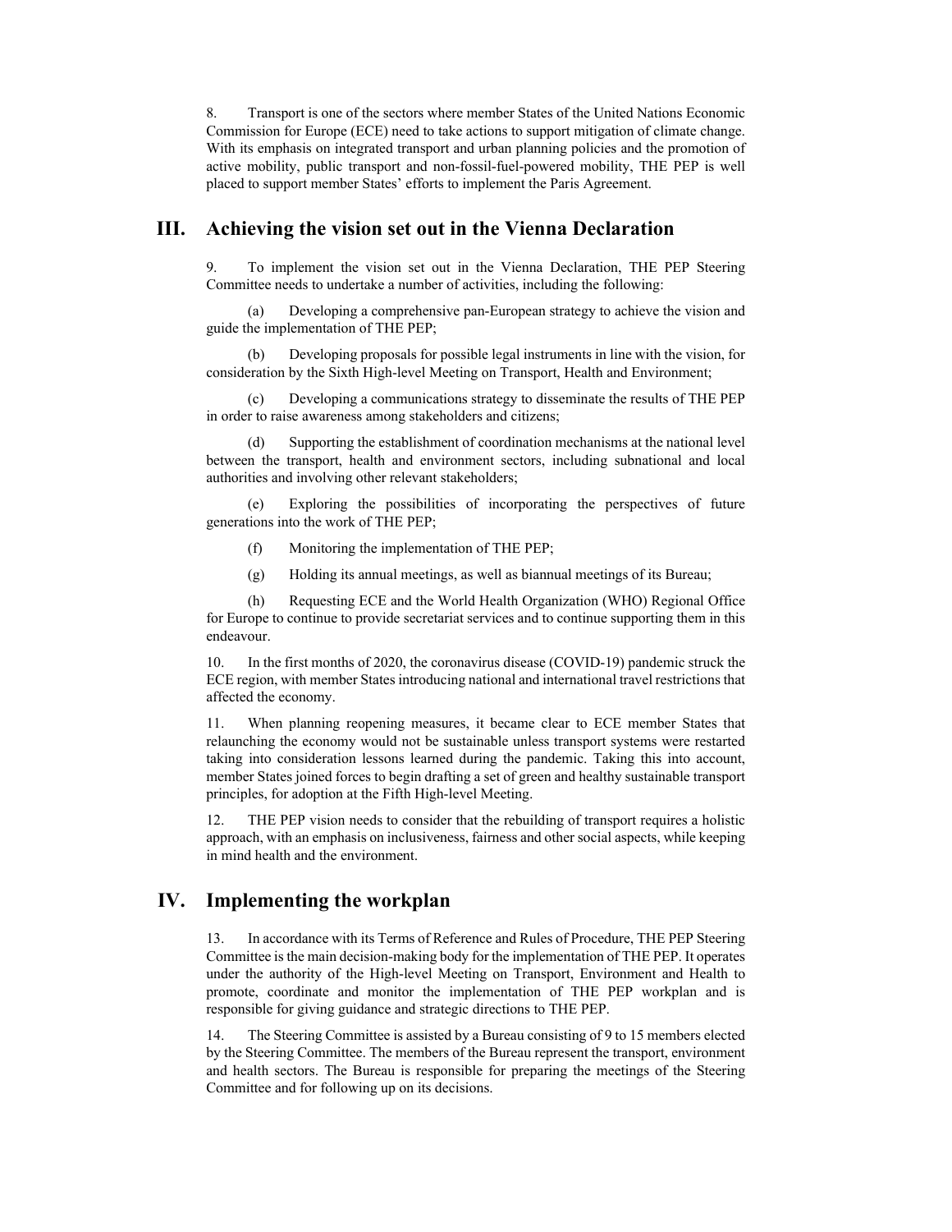8. Transport is one of the sectors where member States of the United Nations Economic Commission for Europe (ECE) need to take actions to support mitigation of climate change. With its emphasis on integrated transport and urban planning policies and the promotion of active mobility, public transport and non-fossil-fuel-powered mobility, THE PEP is well placed to support member States' efforts to implement the Paris Agreement.

## III. Achieving the vision set out in the Vienna Declaration

9. To implement the vision set out in the Vienna Declaration, THE PEP Steering Committee needs to undertake a number of activities, including the following:

(a) Developing a comprehensive pan-European strategy to achieve the vision and guide the implementation of THE PEP;

(b) Developing proposals for possible legal instruments in line with the vision, for consideration by the Sixth High-level Meeting on Transport, Health and Environment;

(c) Developing a communications strategy to disseminate the results of THE PEP in order to raise awareness among stakeholders and citizens;

(d) Supporting the establishment of coordination mechanisms at the national level between the transport, health and environment sectors, including subnational and local authorities and involving other relevant stakeholders;

(e) Exploring the possibilities of incorporating the perspectives of future generations into the work of THE PEP;

(f) Monitoring the implementation of THE PEP;

(g) Holding its annual meetings, as well as biannual meetings of its Bureau;

(h) Requesting ECE and the World Health Organization (WHO) Regional Office for Europe to continue to provide secretariat services and to continue supporting them in this endeavour.

10. In the first months of 2020, the coronavirus disease (COVID-19) pandemic struck the ECE region, with member States introducing national and international travel restrictions that affected the economy.

11. When planning reopening measures, it became clear to ECE member States that relaunching the economy would not be sustainable unless transport systems were restarted taking into consideration lessons learned during the pandemic. Taking this into account, member States joined forces to begin drafting a set of green and healthy sustainable transport principles, for adoption at the Fifth High-level Meeting.

12. THE PEP vision needs to consider that the rebuilding of transport requires a holistic approach, with an emphasis on inclusiveness, fairness and other social aspects, while keeping in mind health and the environment.

## IV. Implementing the workplan

13. In accordance with its Terms of Reference and Rules of Procedure, THE PEP Steering Committee is the main decision-making body for the implementation of THE PEP. It operates under the authority of the High-level Meeting on Transport, Environment and Health to promote, coordinate and monitor the implementation of THE PEP workplan and is responsible for giving guidance and strategic directions to THE PEP.

14. The Steering Committee is assisted by a Bureau consisting of 9 to 15 members elected by the Steering Committee. The members of the Bureau represent the transport, environment and health sectors. The Bureau is responsible for preparing the meetings of the Steering Committee and for following up on its decisions.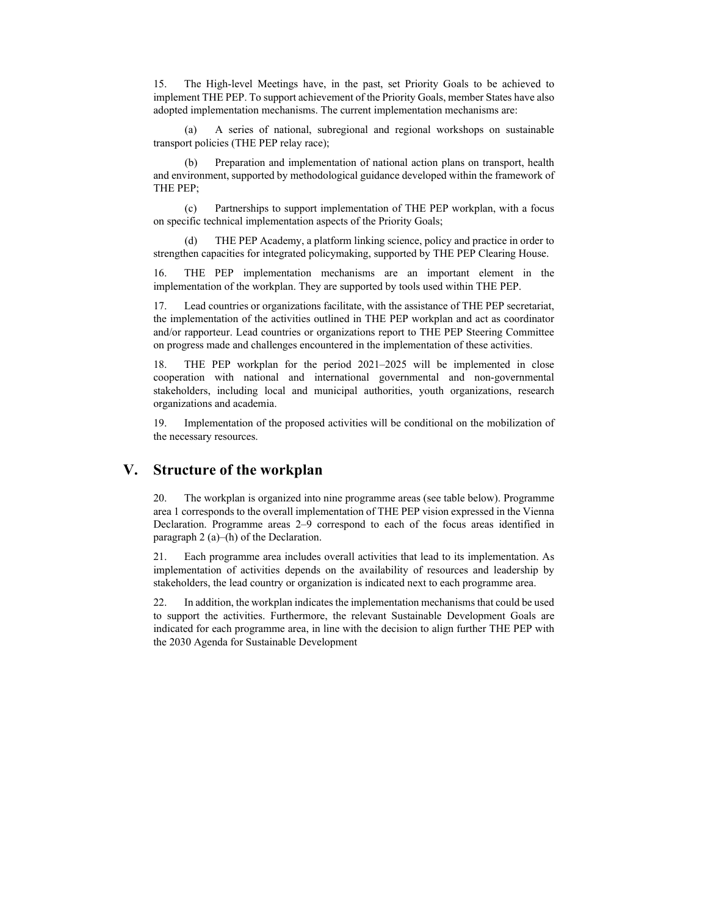15. The High-level Meetings have, in the past, set Priority Goals to be achieved to implement THE PEP. To support achievement of the Priority Goals, member States have also adopted implementation mechanisms. The current implementation mechanisms are:

(a) A series of national, subregional and regional workshops on sustainable transport policies (THE PEP relay race);

(b) Preparation and implementation of national action plans on transport, health and environment, supported by methodological guidance developed within the framework of THE PEP;

(c) Partnerships to support implementation of THE PEP workplan, with a focus on specific technical implementation aspects of the Priority Goals;

(d) THE PEP Academy, a platform linking science, policy and practice in order to strengthen capacities for integrated policymaking, supported by THE PEP Clearing House.

16. THE PEP implementation mechanisms are an important element in the implementation of the workplan. They are supported by tools used within THE PEP.

17. Lead countries or organizations facilitate, with the assistance of THE PEP secretariat, the implementation of the activities outlined in THE PEP workplan and act as coordinator and/or rapporteur. Lead countries or organizations report to THE PEP Steering Committee on progress made and challenges encountered in the implementation of these activities.

18. THE PEP workplan for the period 2021–2025 will be implemented in close cooperation with national and international governmental and non-governmental stakeholders, including local and municipal authorities, youth organizations, research organizations and academia.

19. Implementation of the proposed activities will be conditional on the mobilization of the necessary resources.

# V. Structure of the workplan

20. The workplan is organized into nine programme areas (see table below). Programme area 1 corresponds to the overall implementation of THE PEP vision expressed in the Vienna Declaration. Programme areas 2–9 correspond to each of the focus areas identified in paragraph 2 (a)–(h) of the Declaration.

21. Each programme area includes overall activities that lead to its implementation. As implementation of activities depends on the availability of resources and leadership by stakeholders, the lead country or organization is indicated next to each programme area.

22. In addition, the workplan indicates the implementation mechanisms that could be used to support the activities. Furthermore, the relevant Sustainable Development Goals are indicated for each programme area, in line with the decision to align further THE PEP with the 2030 Agenda for Sustainable Development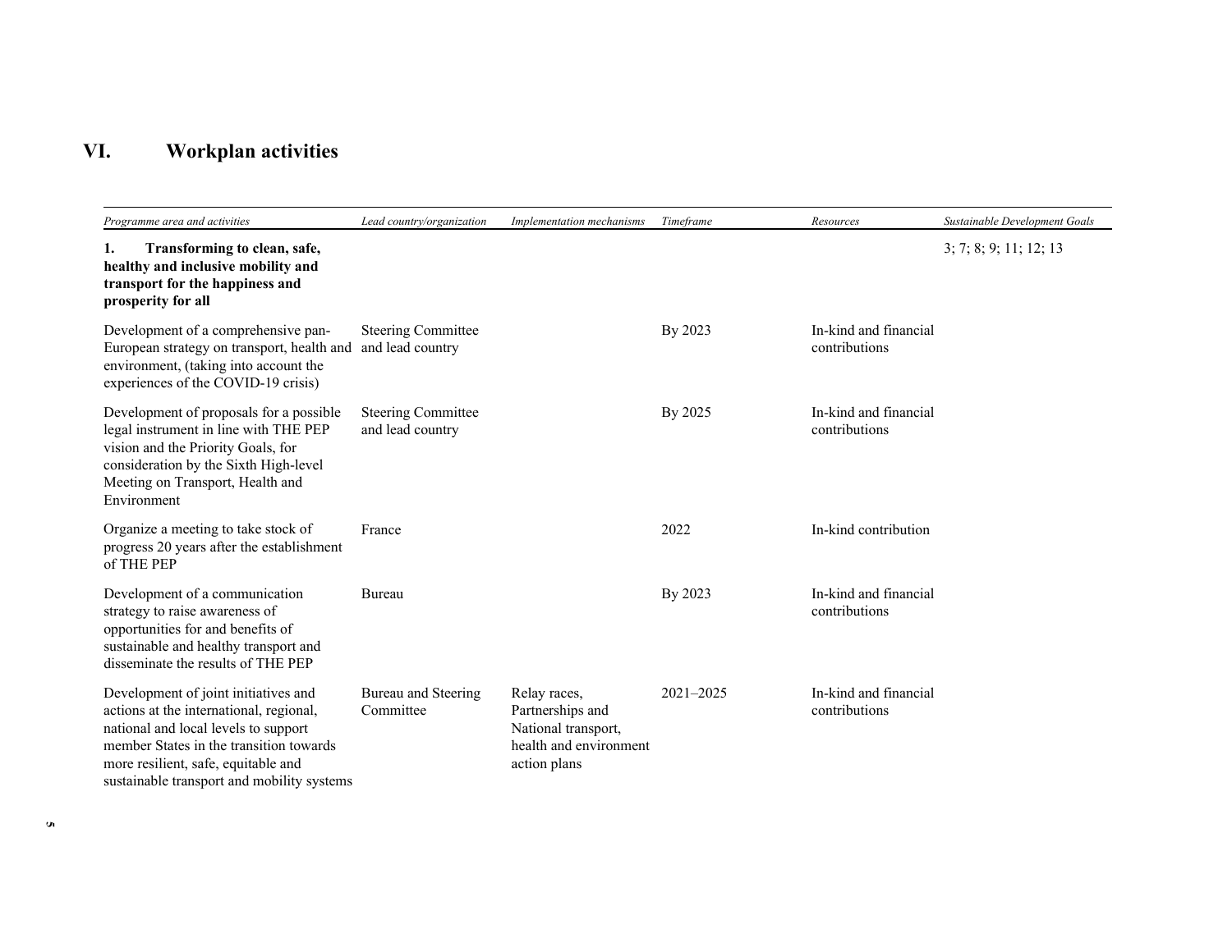# VI. Workplan activities

| *Programme area and activities* | *Lead country/organization* | *Implementation mechanisms* | *Timeframe* | *Resources* | *Sustainable Development Goals* |
|---|---|---|---|---|---|
| **1. Transforming to clean, safe, healthy and inclusive mobility and transport for the happiness and prosperity for all** | | | | | 3; 7; 8; 9; 11; 12; 13 |
| Development of a comprehensive pan-European strategy on transport, health and environment, (taking into account the experiences of the COVID-19 crisis) | Steering Committee and lead country | | By 2023 | In-kind and financial contributions | |
| Development of proposals for a possible legal instrument in line with THE PEP vision and the Priority Goals, for consideration by the Sixth High-level Meeting on Transport, Health and Environment | Steering Committee and lead country | | By 2025 | In-kind and financial contributions | |
| Organize a meeting to take stock of progress 20 years after the establishment of THE PEP | France | | 2022 | In-kind contribution | |
| Development of a communication strategy to raise awareness of opportunities for and benefits of sustainable and healthy transport and disseminate the results of THE PEP | Bureau | | By 2023 | In-kind and financial contributions | |
| Development of joint initiatives and actions at the international, regional, national and local levels to support member States in the transition towards more resilient, safe, equitable and sustainable transport and mobility systems | Bureau and Steering Committee | Relay races, Partnerships and National transport, health and environment action plans | 2021–2025 | In-kind and financial contributions | |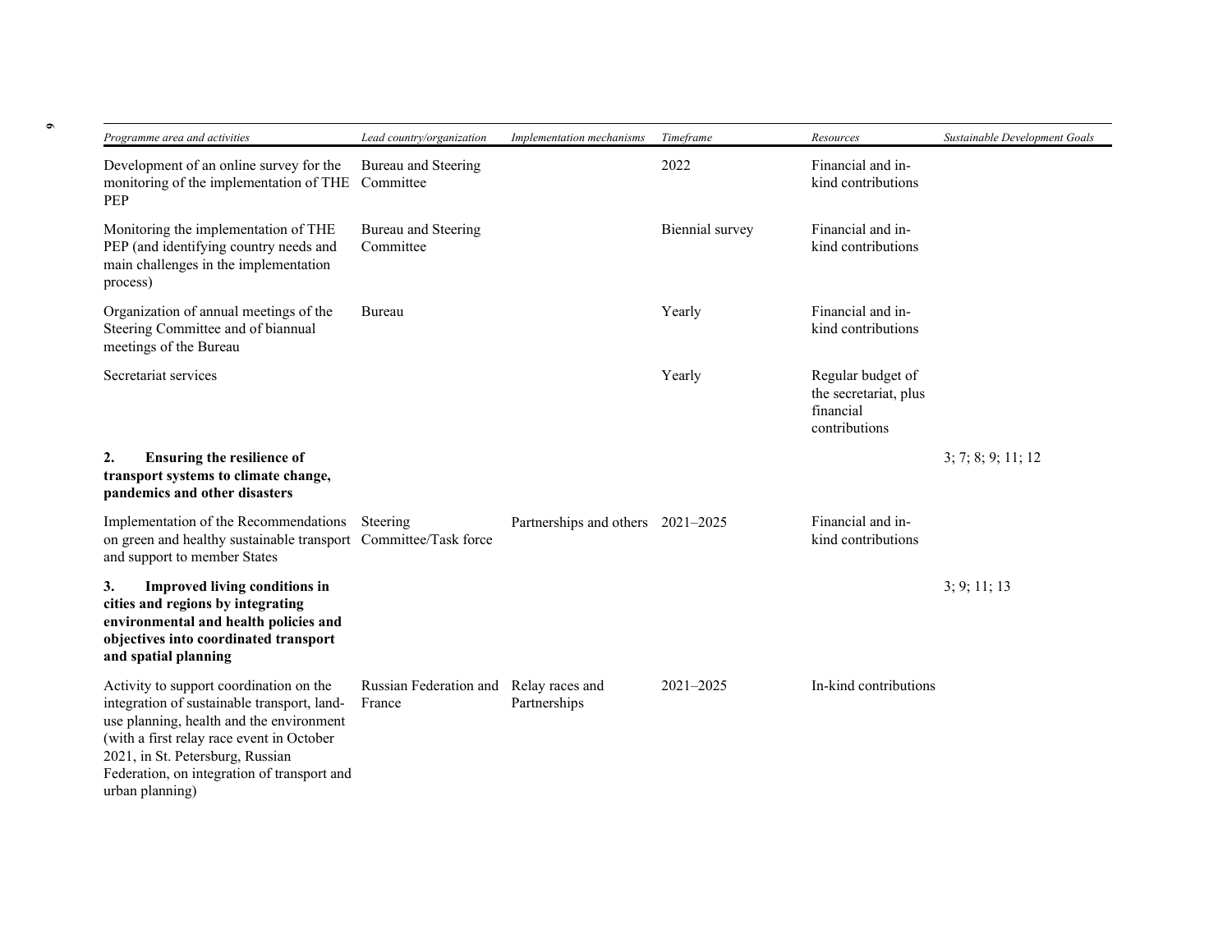| *Programme area and activities* | *Lead country/organization* | *Implementation mechanisms* | *Timeframe* | *Resources* | *Sustainable Development Goals* |
|---|---|---|---|---|---|
| Development of an online survey for the monitoring of the implementation of THE PEP | Bureau and Steering Committee | | 2022 | Financial and in-kind contributions | |
| Monitoring the implementation of THE PEP (and identifying country needs and main challenges in the implementation process) | Bureau and Steering Committee | | Biennial survey | Financial and in-kind contributions | |
| Organization of annual meetings of the Steering Committee and of biannual meetings of the Bureau | Bureau | | Yearly | Financial and in-kind contributions | |
| Secretariat services | | | Yearly | Regular budget of the secretariat, plus financial contributions | |
| **2. Ensuring the resilience of transport systems to climate change, pandemics and other disasters** | | | | | 3; 7; 8; 9; 11; 12 |
| Implementation of the Recommendations on green and healthy sustainable transport and support to member States | Steering Committee/Task force | Partnerships and others | 2021–2025 | Financial and in-kind contributions | |
| **3. Improved living conditions in cities and regions by integrating environmental and health policies and objectives into coordinated transport and spatial planning** | | | | | 3; 9; 11; 13 |
| Activity to support coordination on the integration of sustainable transport, land-use planning, health and the environment (with a first relay race event in October 2021, in St. Petersburg, Russian Federation, on integration of transport and urban planning) | Russian Federation and France | Relay races and Partnerships | 2021–2025 | In-kind contributions | |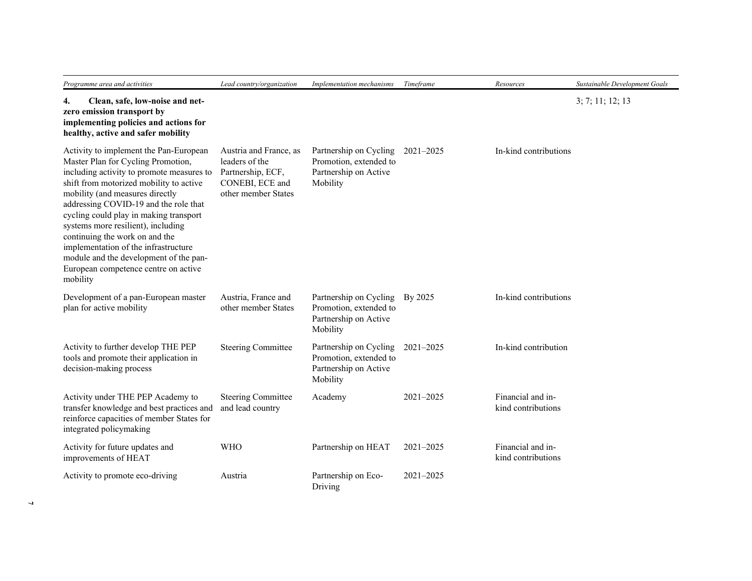| *Programme area and activities* | *Lead country/organization* | *Implementation mechanisms* | *Timeframe* | *Resources* | *Sustainable Development Goals* |
|---|---|---|---|---|---|
| **4. Clean, safe, low-noise and net-zero emission transport by implementing policies and actions for healthy, active and safer mobility** | | | | | 3; 7; 11; 12; 13 |
| Activity to implement the Pan-European Master Plan for Cycling Promotion, including activity to promote measures to shift from motorized mobility to active mobility (and measures directly addressing COVID-19 and the role that cycling could play in making transport systems more resilient), including continuing the work on and the implementation of the infrastructure module and the development of the pan-European competence centre on active mobility | Austria and France, as leaders of the Partnership, ECF, CONEBI, ECE and other member States | Partnership on Cycling Promotion, extended to Partnership on Active Mobility | 2021–2025 | In-kind contributions | |
| Development of a pan-European master plan for active mobility | Austria, France and other member States | Partnership on Cycling Promotion, extended to Partnership on Active Mobility | By 2025 | In-kind contributions | |
| Activity to further develop THE PEP tools and promote their application in decision-making process | Steering Committee | Partnership on Cycling Promotion, extended to Partnership on Active Mobility | 2021–2025 | In-kind contribution | |
| Activity under THE PEP Academy to transfer knowledge and best practices and reinforce capacities of member States for integrated policymaking | Steering Committee and lead country | Academy | 2021–2025 | Financial and in-kind contributions | |
| Activity for future updates and improvements of HEAT | WHO | Partnership on HEAT | 2021–2025 | Financial and in-kind contributions | |
| Activity to promote eco-driving | Austria | Partnership on Eco-Driving | 2021–2025 | | |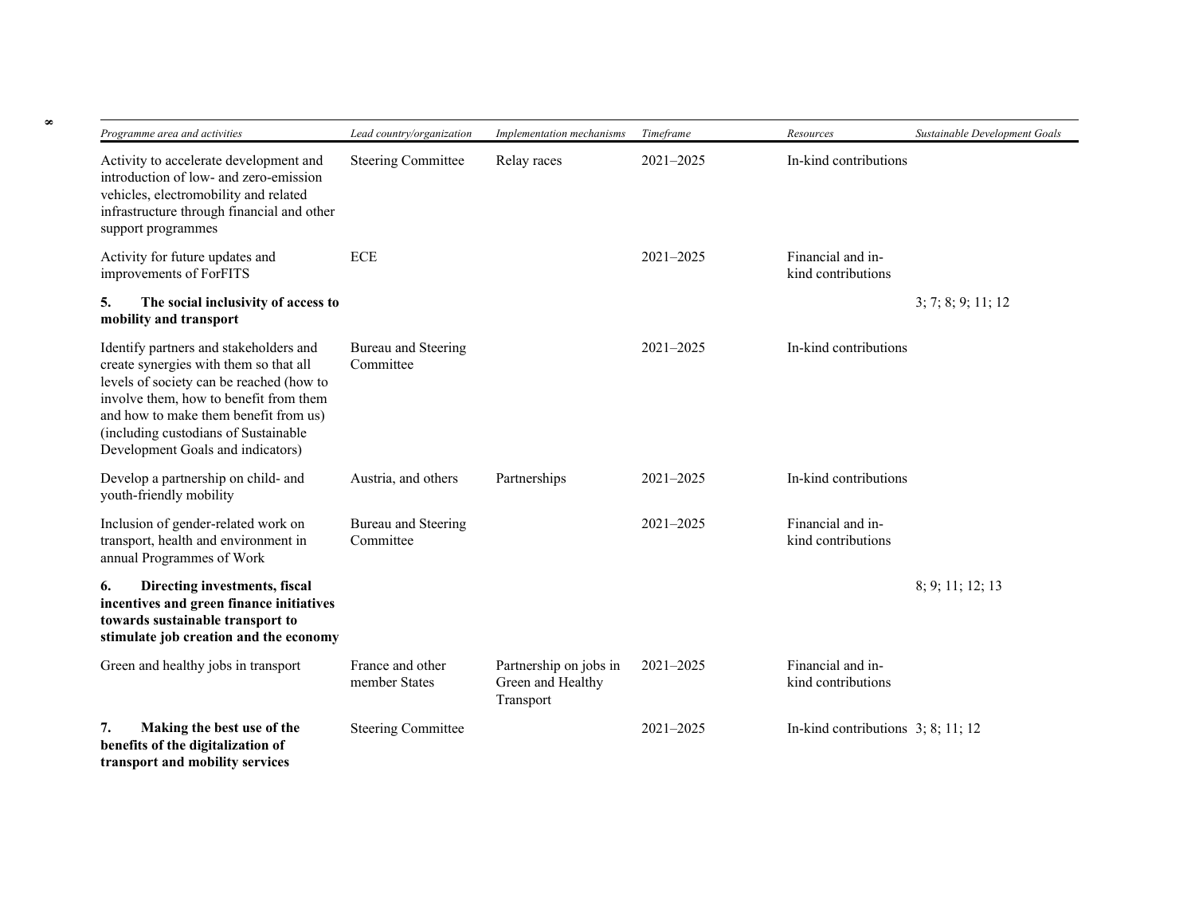| Programme area and activities | Lead country/organization | Implementation mechanisms | Timeframe | Resources | Sustainable Development Goals |
|---|---|---|---|---|---|
| Activity to accelerate development and introduction of low- and zero-emission vehicles, electromobility and related infrastructure through financial and other support programmes | Steering Committee | Relay races | 2021–2025 | In-kind contributions | |
| Activity for future updates and improvements of ForFITS | ECE | | 2021–2025 | Financial and in-kind contributions | |
| **5. The social inclusivity of access to mobility and transport** | | | | | 3; 7; 8; 9; 11; 12 |
| Identify partners and stakeholders and create synergies with them so that all levels of society can be reached (how to involve them, how to benefit from them and how to make them benefit from us) (including custodians of Sustainable Development Goals and indicators) | Bureau and Steering Committee | | 2021–2025 | In-kind contributions | |
| Develop a partnership on child- and youth-friendly mobility | Austria, and others | Partnerships | 2021–2025 | In-kind contributions | |
| Inclusion of gender-related work on transport, health and environment in annual Programmes of Work | Bureau and Steering Committee | | 2021–2025 | Financial and in-kind contributions | |
| **6. Directing investments, fiscal incentives and green finance initiatives towards sustainable transport to stimulate job creation and the economy** | | | | | 8; 9; 11; 12; 13 |
| Green and healthy jobs in transport | France and other member States | Partnership on jobs in Green and Healthy Transport | 2021–2025 | Financial and in-kind contributions | |
| **7. Making the best use of the benefits of the digitalization of transport and mobility services** | Steering Committee | | 2021–2025 | In-kind contributions | 3; 8; 11; 12 |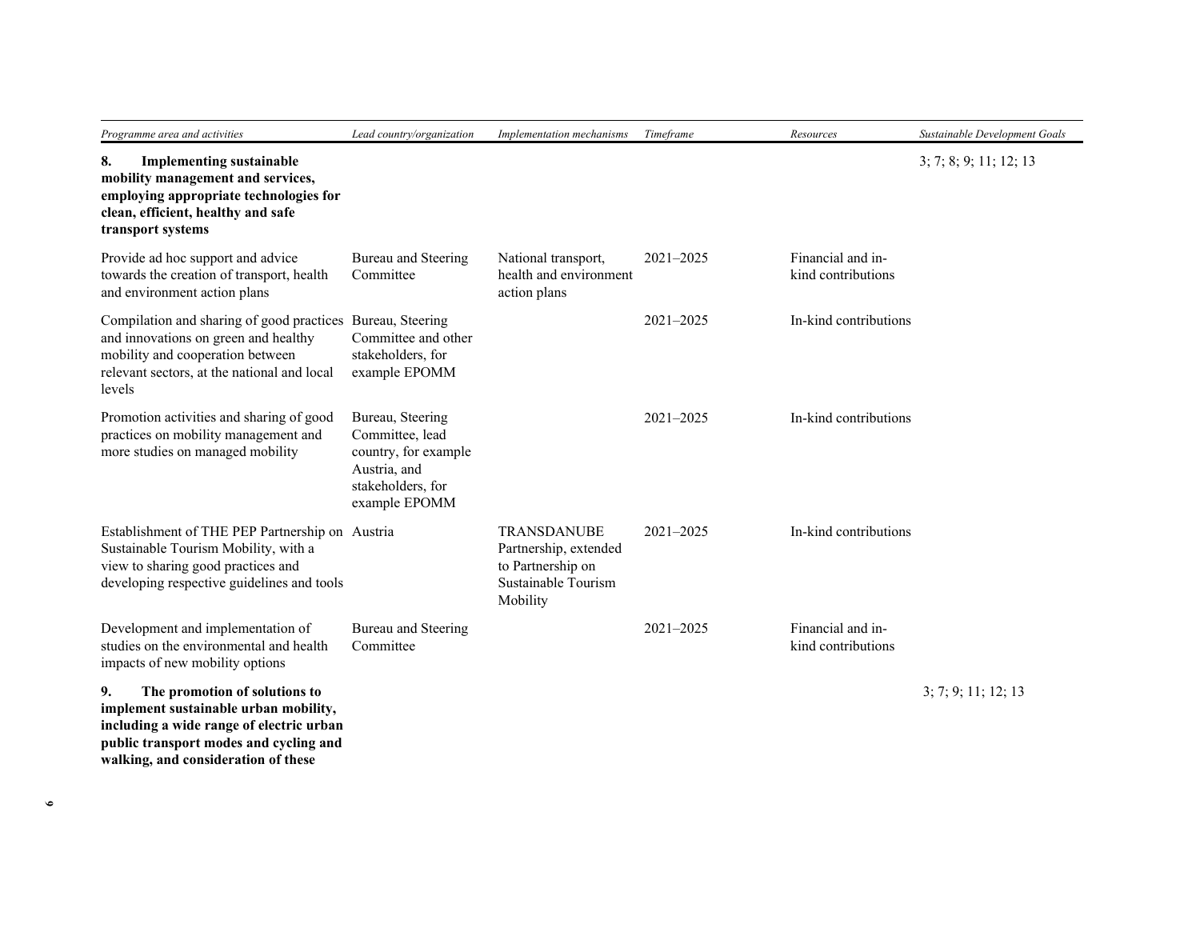| *Programme area and activities* | *Lead country/organization* | *Implementation mechanisms* | *Timeframe* | *Resources* | *Sustainable Development Goals* |
|---|---|---|---|---|---|
| **8. Implementing sustainable mobility management and services, employing appropriate technologies for clean, efficient, healthy and safe transport systems** | | | | | 3; 7; 8; 9; 11; 12; 13 |
| Provide ad hoc support and advice towards the creation of transport, health and environment action plans | Bureau and Steering Committee | National transport, health and environment action plans | 2021–2025 | Financial and in-kind contributions | |
| Compilation and sharing of good practices and innovations on green and healthy mobility and cooperation between relevant sectors, at the national and local levels | Bureau, Steering Committee and other stakeholders, for example EPOMM | | 2021–2025 | In-kind contributions | |
| Promotion activities and sharing of good practices on mobility management and more studies on managed mobility | Bureau, Steering Committee, lead country, for example Austria, and stakeholders, for example EPOMM | | 2021–2025 | In-kind contributions | |
| Establishment of THE PEP Partnership on Sustainable Tourism Mobility, with a view to sharing good practices and developing respective guidelines and tools | Austria | TRANSDANUBE Partnership, extended to Partnership on Sustainable Tourism Mobility | 2021–2025 | In-kind contributions | |
| Development and implementation of studies on the environmental and health impacts of new mobility options | Bureau and Steering Committee | | 2021–2025 | Financial and in-kind contributions | |
| **9. The promotion of solutions to implement sustainable urban mobility, including a wide range of electric urban public transport modes and cycling and walking, and consideration of these** | | | | | 3; 7; 9; 11; 12; 13 |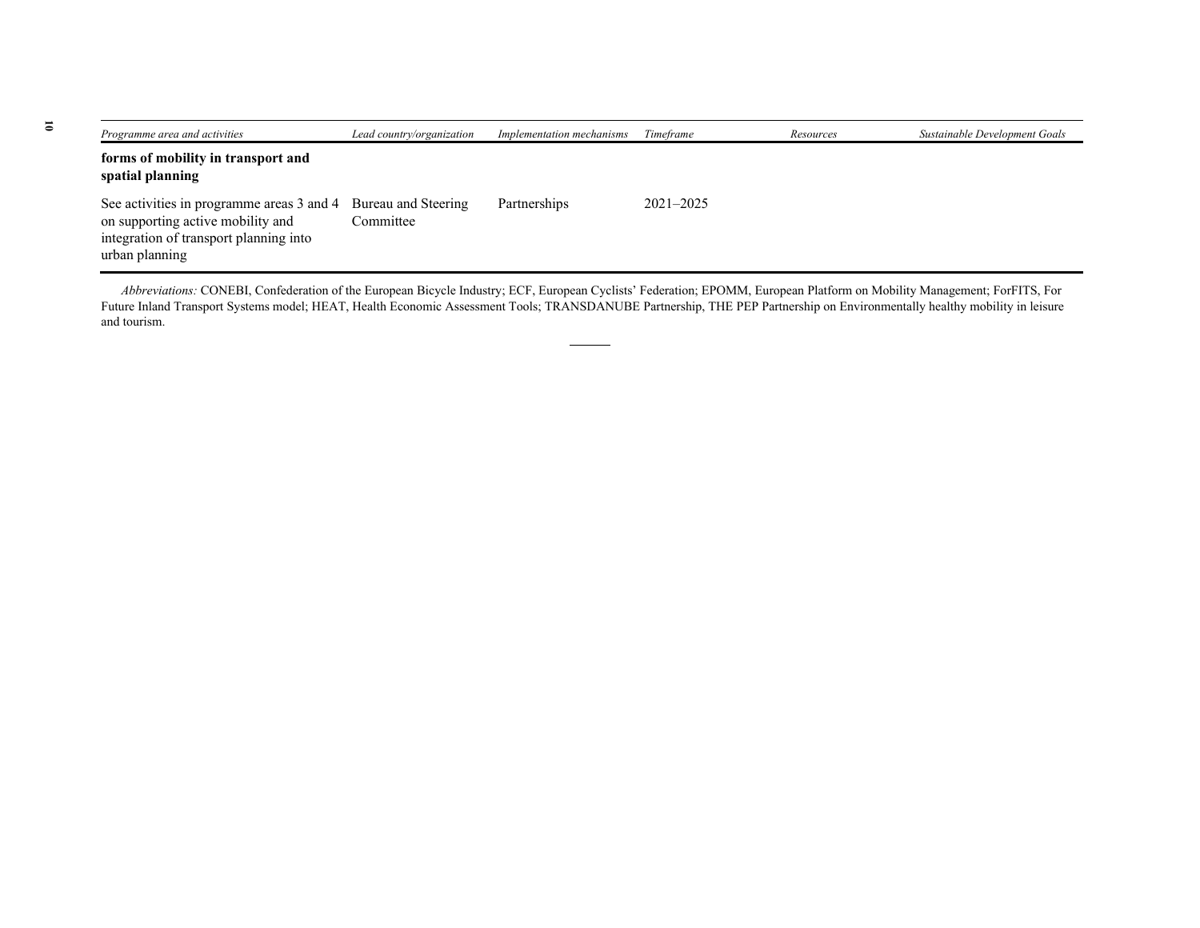| Programme area and activities | Lead country/organization | Implementation mechanisms | Timeframe | Resources | Sustainable Development Goals |
|---|---|---|---|---|---|
| **forms of mobility in transport and spatial planning** | | | | | |
| See activities in programme areas 3 and 4 on supporting active mobility and integration of transport planning into urban planning | Bureau and Steering Committee | Partnerships | 2021–2025 | | |

*Abbreviations:* CONEBI, Confederation of the European Bicycle Industry; ECF, European Cyclists' Federation; EPOMM, European Platform on Mobility Management; ForFITS, For Future Inland Transport Systems model; HEAT, Health Economic Assessment Tools; TRANSDANUBE Partnership, THE PEP Partnership on Environmentally healthy mobility in leisure and tourism.